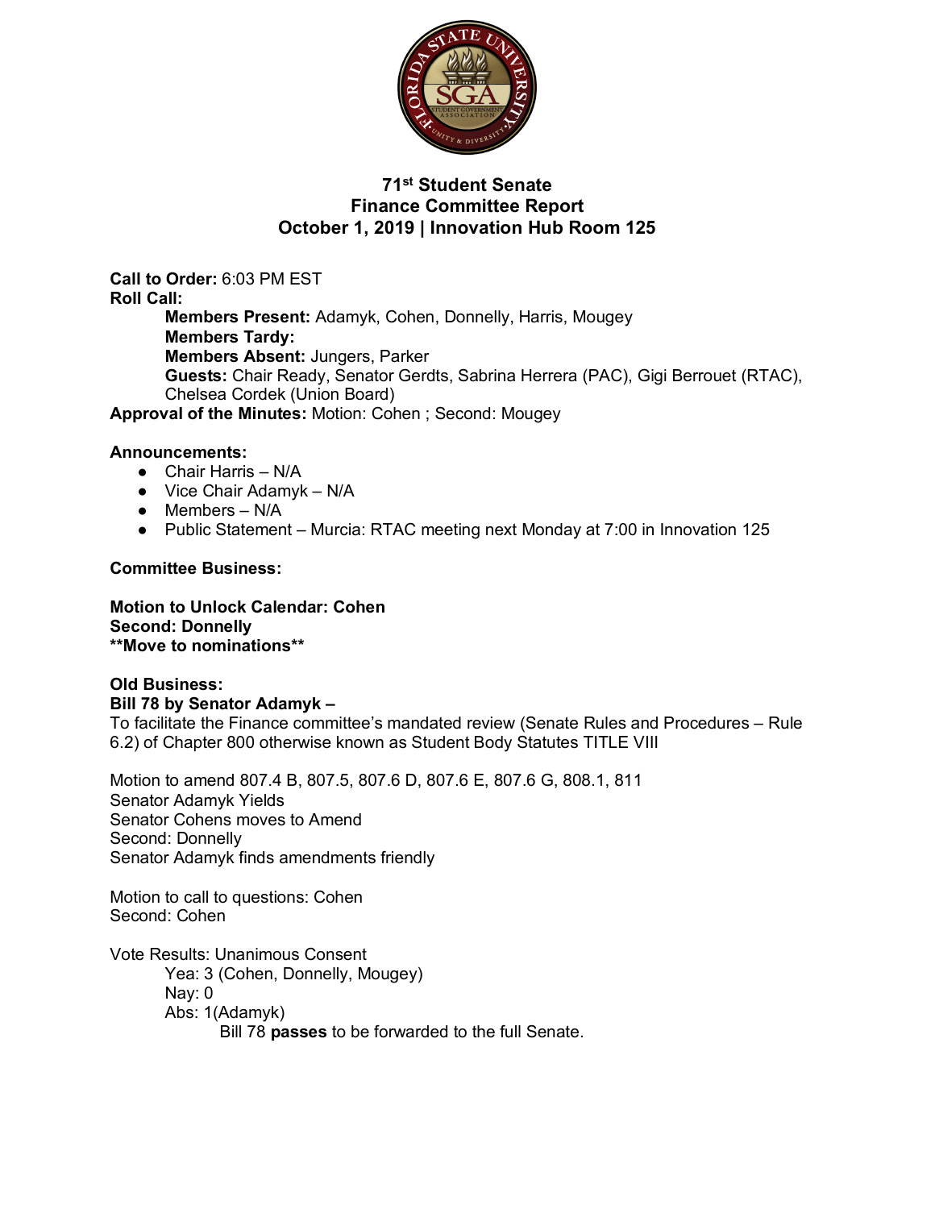# 71st Student Senate
# Finance Committee Report
# October 1, 2019 | Innovation Hub Room 125

**Call to Order:** 6:03 PM EST
**Roll Call:**
- **Members Present:** Adamyk, Cohen, Donnelly, Harris, Mougey
- **Members Tardy:**
- **Members Absent:** Jungers, Parker
- **Guests:** Chair Ready, Senator Gerdts, Sabrina Herrera (PAC), Gigi Berrouet (RTAC), Chelsea Cordek (Union Board)

**Approval of the Minutes:** Motion: Cohen ; Second: Mougey

**Announcements:**
- Chair Harris – N/A
- Vice Chair Adamyk – N/A
- Members – N/A
- Public Statement – Murcia: RTAC meeting next Monday at 7:00 in Innovation 125

**Committee Business:**

**Motion to Unlock Calendar: Cohen**
**Second: Donnelly**
**\*\*Move to nominations\*\***

**Old Business:**
**Bill 78 by Senator Adamyk –**
To facilitate the Finance committee's mandated review (Senate Rules and Procedures – Rule 6.2) of Chapter 800 otherwise known as Student Body Statutes TITLE VIII

Motion to amend 807.4 B, 807.5, 807.6 D, 807.6 E, 807.6 G, 808.1, 811
Senator Adamyk Yields
Senator Cohens moves to Amend
Second: Donnelly
Senator Adamyk finds amendments friendly

Motion to call to questions: Cohen
Second: Cohen

Vote Results: Unanimous Consent
- Yea: 3 (Cohen, Donnelly, Mougey)
- Nay: 0
- Abs: 1(Adamyk)
  - Bill 78 **passes** to be forwarded to the full Senate.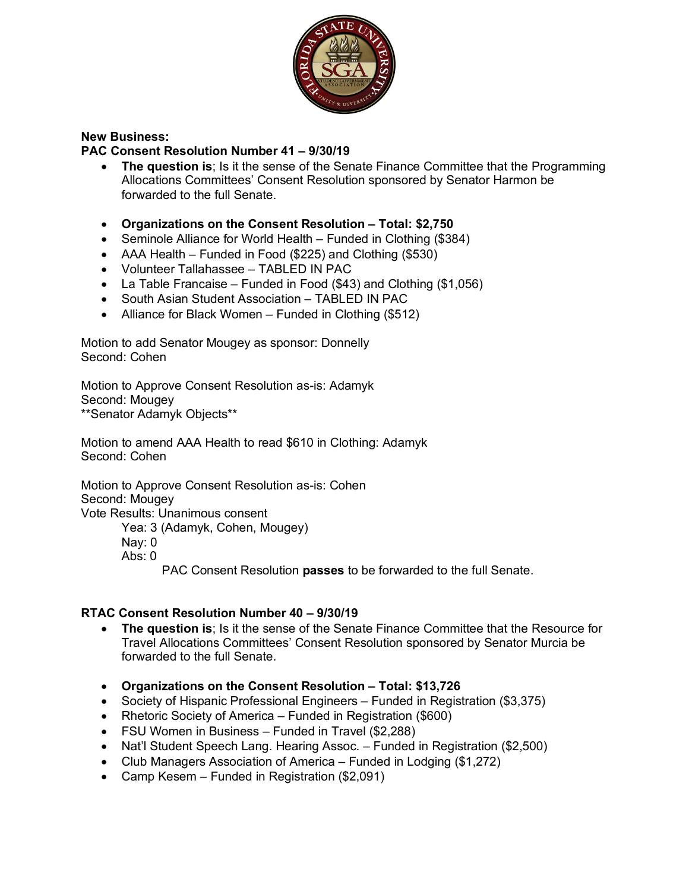**New Business:**

**PAC Consent Resolution Number 41 – 9/30/19**

- **The question is**; Is it the sense of the Senate Finance Committee that the Programming Allocations Committees' Consent Resolution sponsored by Senator Harmon be forwarded to the full Senate.

- **Organizations on the Consent Resolution – Total: $2,750**
- Seminole Alliance for World Health – Funded in Clothing ($384)
- AAA Health – Funded in Food ($225) and Clothing ($530)
- Volunteer Tallahassee – TABLED IN PAC
- La Table Francaise – Funded in Food ($43) and Clothing ($1,056)
- South Asian Student Association – TABLED IN PAC
- Alliance for Black Women – Funded in Clothing ($512)

Motion to add Senator Mougey as sponsor: Donnelly
Second: Cohen

Motion to Approve Consent Resolution as-is: Adamyk
Second: Mougey
**Senator Adamyk Objects**

Motion to amend AAA Health to read $610 in Clothing: Adamyk
Second: Cohen

Motion to Approve Consent Resolution as-is: Cohen
Second: Mougey
Vote Results: Unanimous consent

Yea: 3 (Adamyk, Cohen, Mougey)
Nay: 0
Abs: 0

PAC Consent Resolution **passes** to be forwarded to the full Senate.

**RTAC Consent Resolution Number 40 – 9/30/19**

- **The question is**; Is it the sense of the Senate Finance Committee that the Resource for Travel Allocations Committees' Consent Resolution sponsored by Senator Murcia be forwarded to the full Senate.

- **Organizations on the Consent Resolution – Total: $13,726**
- Society of Hispanic Professional Engineers – Funded in Registration ($3,375)
- Rhetoric Society of America – Funded in Registration ($600)
- FSU Women in Business – Funded in Travel ($2,288)
- Nat'l Student Speech Lang. Hearing Assoc. – Funded in Registration ($2,500)
- Club Managers Association of America – Funded in Lodging ($1,272)
- Camp Kesem – Funded in Registration ($2,091)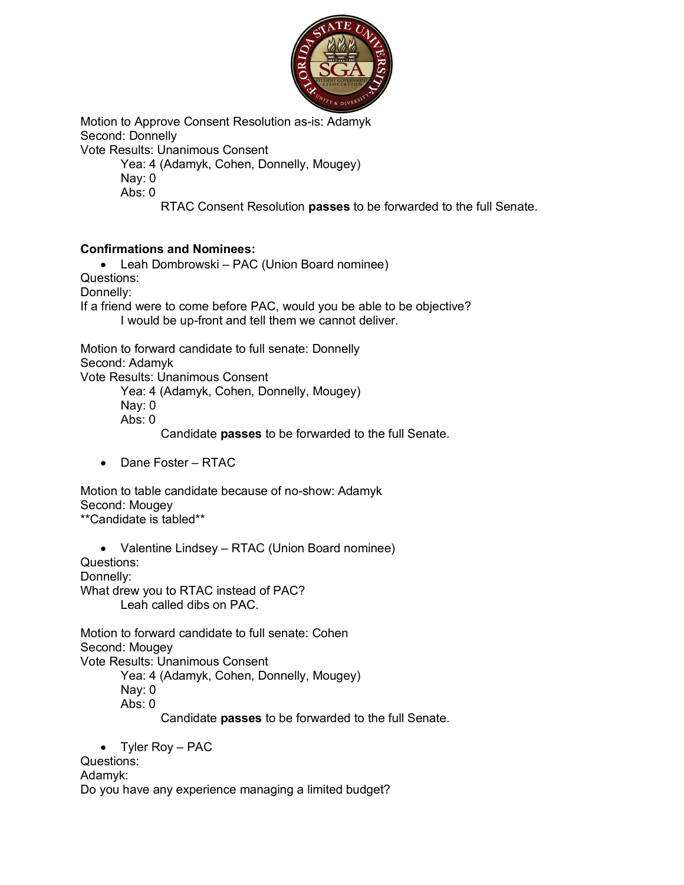Motion to Approve Consent Resolution as-is: Adamyk
Second: Donnelly
Vote Results: Unanimous Consent

Yea: 4 (Adamyk, Cohen, Donnelly, Mougey)
Nay: 0
Abs: 0

RTAC Consent Resolution **passes** to be forwarded to the full Senate.

**Confirmations and Nominees:**

- Leah Dombrowski – PAC (Union Board nominee)

Questions:
Donnelly:
If a friend were to come before PAC, would you be able to be objective?

I would be up-front and tell them we cannot deliver.

Motion to forward candidate to full senate: Donnelly
Second: Adamyk
Vote Results: Unanimous Consent

Yea: 4 (Adamyk, Cohen, Donnelly, Mougey)
Nay: 0
Abs: 0

Candidate **passes** to be forwarded to the full Senate.

- Dane Foster – RTAC

Motion to table candidate because of no-show: Adamyk
Second: Mougey
**Candidate is tabled**

- Valentine Lindsey – RTAC (Union Board nominee)

Questions:
Donnelly:
What drew you to RTAC instead of PAC?

Leah called dibs on PAC.

Motion to forward candidate to full senate: Cohen
Second: Mougey
Vote Results: Unanimous Consent

Yea: 4 (Adamyk, Cohen, Donnelly, Mougey)
Nay: 0
Abs: 0

Candidate **passes** to be forwarded to the full Senate.

- Tyler Roy – PAC

Questions:
Adamyk:
Do you have any experience managing a limited budget?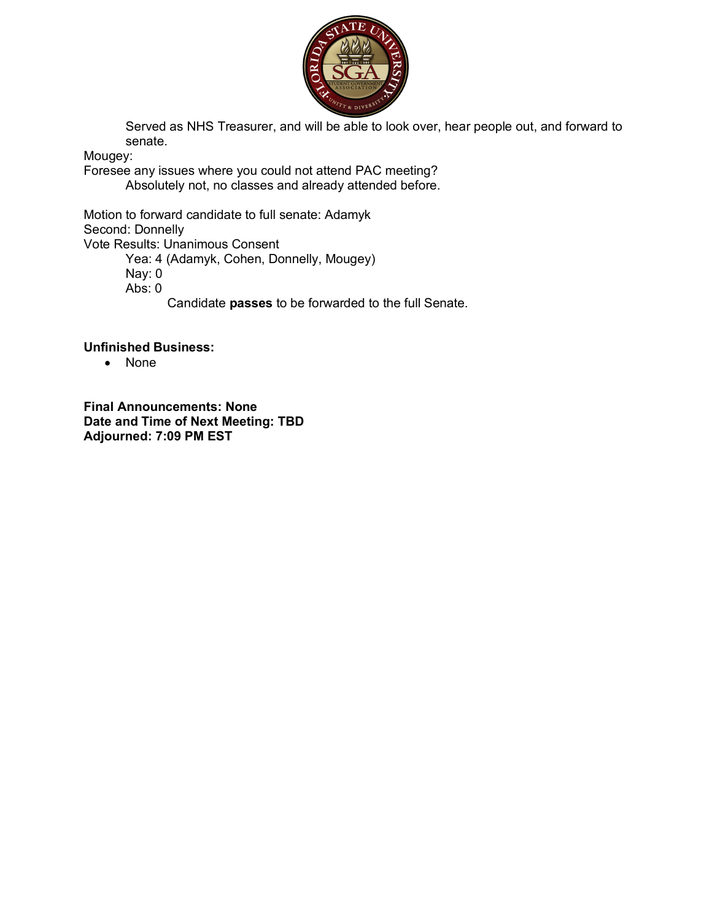Served as NHS Treasurer, and will be able to look over, hear people out, and forward to senate.

Mougey:

Foresee any issues where you could not attend PAC meeting?

Absolutely not, no classes and already attended before.

Motion to forward candidate to full senate: Adamyk

Second: Donnelly

Vote Results: Unanimous Consent

Yea: 4 (Adamyk, Cohen, Donnelly, Mougey)

Nay: 0

Abs: 0

Candidate **passes** to be forwarded to the full Senate.

**Unfinished Business:**

- None

**Final Announcements: None**

**Date and Time of Next Meeting: TBD**

**Adjourned: 7:09 PM EST**